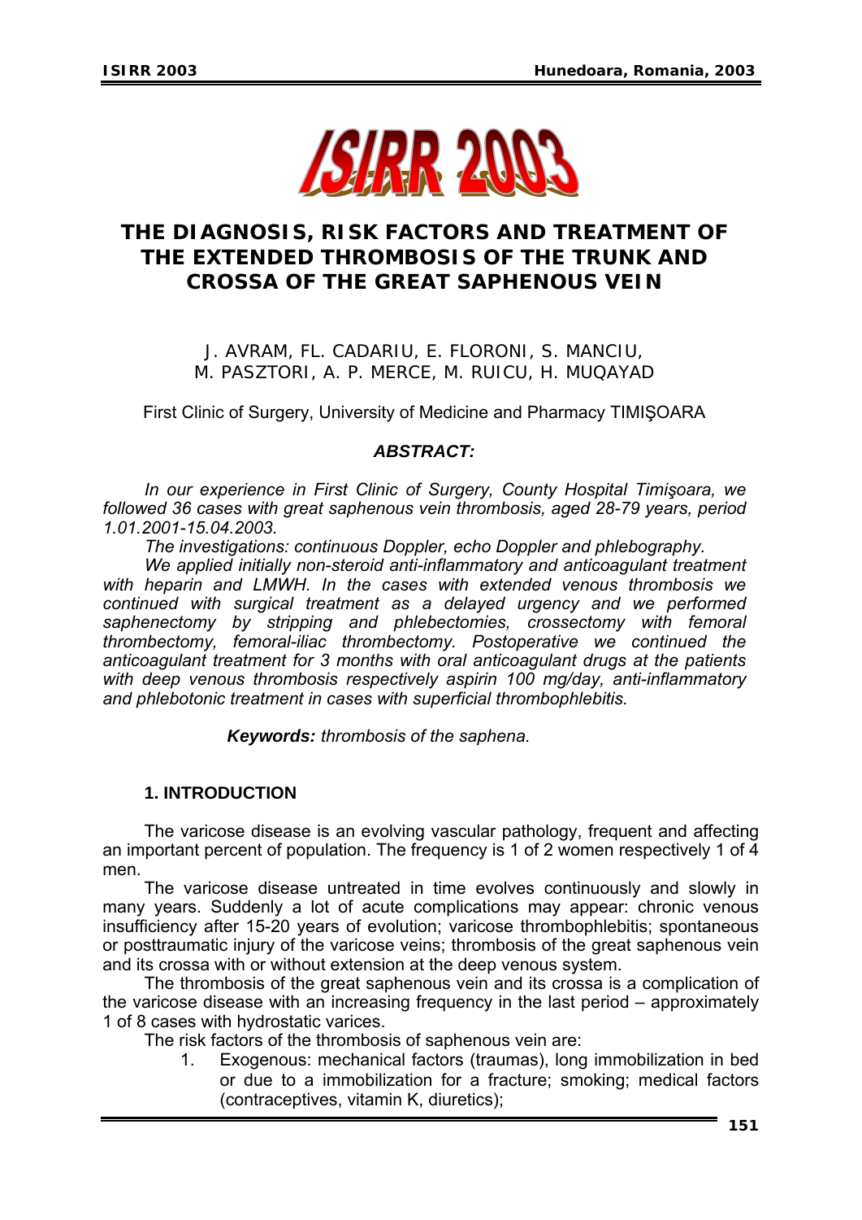# THE DIAGNOSIS, RISK FACTORS AND TREATMENT OF THE EXTENDED THROMBOSIS OF THE TRUNK AND CROSSA OF THE GREAT SAPHENOUS VEIN

J. AVRAM, FL. CADARIU, E. FLORONI, S. MANCIU, M. PASZTORI, A. P. MERCE, M. RUICU, H. MUQAYAD

First Clinic of Surgery, University of Medicine and Pharmacy TIMIŞOARA

***ABSTRACT:***

*In our experience in First Clinic of Surgery, County Hospital Timişoara, we followed 36 cases with great saphenous vein thrombosis, aged 28-79 years, period 1.01.2001-15.04.2003.*

*The investigations: continuous Doppler, echo Doppler and phlebography.*

*We applied initially non-steroid anti-inflammatory and anticoagulant treatment with heparin and LMWH. In the cases with extended venous thrombosis we continued with surgical treatment as a delayed urgency and we performed saphenectomy by stripping and phlebectomies, crossectomy with femoral thrombectomy, femoral-iliac thrombectomy. Postoperative we continued the anticoagulant treatment for 3 months with oral anticoagulant drugs at the patients with deep venous thrombosis respectively aspirin 100 mg/day, anti-inflammatory and phlebotonic treatment in cases with superficial thrombophlebitis.*

***Keywords:*** *thrombosis of the saphena.*

## 1. INTRODUCTION

The varicose disease is an evolving vascular pathology, frequent and affecting an important percent of population. The frequency is 1 of 2 women respectively 1 of 4 men.

The varicose disease untreated in time evolves continuously and slowly in many years. Suddenly a lot of acute complications may appear: chronic venous insufficiency after 15-20 years of evolution; varicose thrombophlebitis; spontaneous or posttraumatic injury of the varicose veins; thrombosis of the great saphenous vein and its crossa with or without extension at the deep venous system.

The thrombosis of the great saphenous vein and its crossa is a complication of the varicose disease with an increasing frequency in the last period – approximately 1 of 8 cases with hydrostatic varices.

The risk factors of the thrombosis of saphenous vein are:

1. Exogenous: mechanical factors (traumas), long immobilization in bed or due to a immobilization for a fracture; smoking; medical factors (contraceptives, vitamin K, diuretics);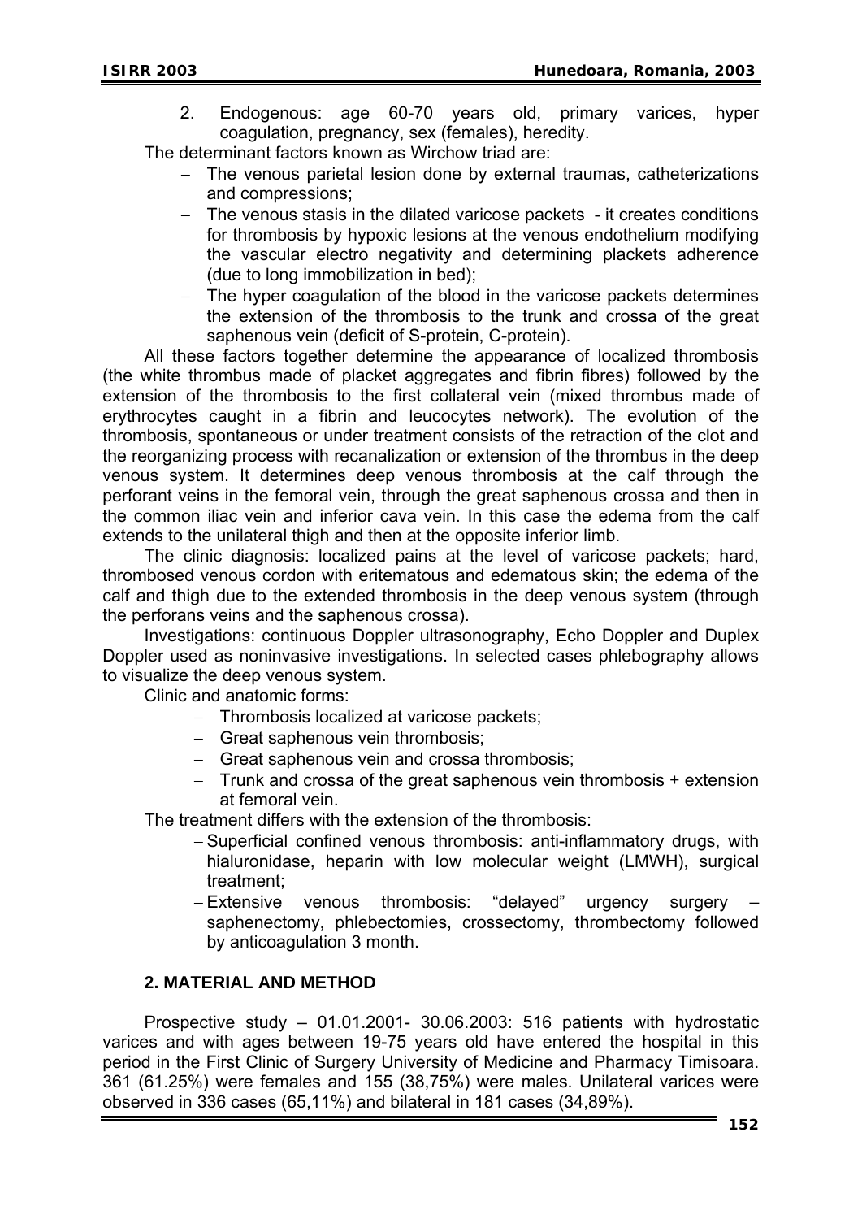2. Endogenous: age 60-70 years old, primary varices, hyper coagulation, pregnancy, sex (females), heredity.

The determinant factors known as Wirchow triad are:

- The venous parietal lesion done by external traumas, catheterizations and compressions;
- The venous stasis in the dilated varicose packets - it creates conditions for thrombosis by hypoxic lesions at the venous endothelium modifying the vascular electro negativity and determining plackets adherence (due to long immobilization in bed);
- The hyper coagulation of the blood in the varicose packets determines the extension of the thrombosis to the trunk and crossa of the great saphenous vein (deficit of S-protein, C-protein).

All these factors together determine the appearance of localized thrombosis (the white thrombus made of placket aggregates and fibrin fibres) followed by the extension of the thrombosis to the first collateral vein (mixed thrombus made of erythrocytes caught in a fibrin and leucocytes network). The evolution of the thrombosis, spontaneous or under treatment consists of the retraction of the clot and the reorganizing process with recanalization or extension of the thrombus in the deep venous system. It determines deep venous thrombosis at the calf through the perforant veins in the femoral vein, through the great saphenous crossa and then in the common iliac vein and inferior cava vein. In this case the edema from the calf extends to the unilateral thigh and then at the opposite inferior limb.

The clinic diagnosis: localized pains at the level of varicose packets; hard, thrombosed venous cordon with eritematous and edematous skin; the edema of the calf and thigh due to the extended thrombosis in the deep venous system (through the perforans veins and the saphenous crossa).

Investigations: continuous Doppler ultrasonography, Echo Doppler and Duplex Doppler used as noninvasive investigations. In selected cases phlebography allows to visualize the deep venous system.

Clinic and anatomic forms:

- Thrombosis localized at varicose packets;
- Great saphenous vein thrombosis;
- Great saphenous vein and crossa thrombosis;
- Trunk and crossa of the great saphenous vein thrombosis + extension at femoral vein.

The treatment differs with the extension of the thrombosis:

- Superficial confined venous thrombosis: anti-inflammatory drugs, with hialuronidase, heparin with low molecular weight (LMWH), surgical treatment;
- Extensive venous thrombosis: "delayed" urgency surgery – saphenectomy, phlebectomies, crossectomy, thrombectomy followed by anticoagulation 3 month.

## 2. MATERIAL AND METHOD

Prospective study – 01.01.2001- 30.06.2003: 516 patients with hydrostatic varices and with ages between 19-75 years old have entered the hospital in this period in the First Clinic of Surgery University of Medicine and Pharmacy Timisoara. 361 (61.25%) were females and 155 (38,75%) were males. Unilateral varices were observed in 336 cases (65,11%) and bilateral in 181 cases (34,89%).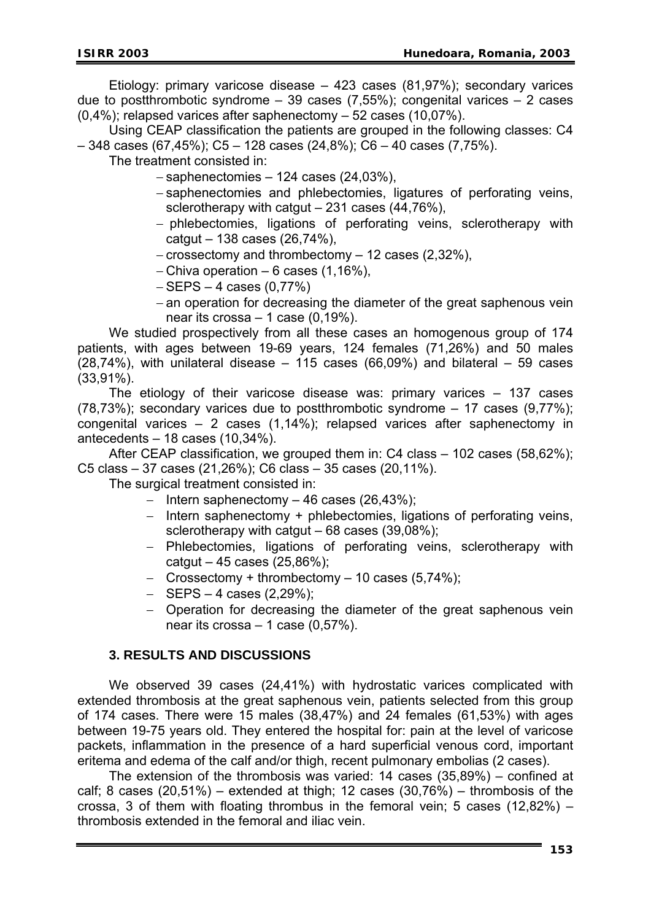Etiology: primary varicose disease – 423 cases (81,97%); secondary varices due to postthrombotic syndrome – 39 cases (7,55%); congenital varices – 2 cases (0,4%); relapsed varices after saphenectomy – 52 cases (10,07%).

Using CEAP classification the patients are grouped in the following classes: C4 – 348 cases (67,45%); C5 – 128 cases (24,8%); C6 – 40 cases (7,75%).

The treatment consisted in:

- saphenectomies – 124 cases (24,03%),
- saphenectomies and phlebectomies, ligatures of perforating veins, sclerotherapy with catgut – 231 cases (44,76%),
- phlebectomies, ligations of perforating veins, sclerotherapy with catgut – 138 cases (26,74%),
- crossectomy and thrombectomy – 12 cases (2,32%),
- Chiva operation – 6 cases (1,16%),
- SEPS – 4 cases (0,77%)
- an operation for decreasing the diameter of the great saphenous vein near its crossa – 1 case (0,19%).

We studied prospectively from all these cases an homogenous group of 174 patients, with ages between 19-69 years, 124 females (71,26%) and 50 males (28,74%), with unilateral disease – 115 cases (66,09%) and bilateral – 59 cases (33,91%).

The etiology of their varicose disease was: primary varices – 137 cases (78,73%); secondary varices due to postthrombotic syndrome – 17 cases (9,77%); congenital varices – 2 cases (1,14%); relapsed varices after saphenectomy in antecedents – 18 cases (10,34%).

After CEAP classification, we grouped them in: C4 class – 102 cases (58,62%); C5 class – 37 cases (21,26%); C6 class – 35 cases (20,11%).

The surgical treatment consisted in:

- Intern saphenectomy – 46 cases (26,43%);
- Intern saphenectomy + phlebectomies, ligations of perforating veins, sclerotherapy with catgut – 68 cases (39,08%);
- Phlebectomies, ligations of perforating veins, sclerotherapy with catgut – 45 cases (25,86%);
- Crossectomy + thrombectomy – 10 cases (5,74%);
- SEPS – 4 cases (2,29%);
- Operation for decreasing the diameter of the great saphenous vein near its crossa – 1 case (0,57%).

## 3. RESULTS AND DISCUSSIONS

We observed 39 cases (24,41%) with hydrostatic varices complicated with extended thrombosis at the great saphenous vein, patients selected from this group of 174 cases. There were 15 males (38,47%) and 24 females (61,53%) with ages between 19-75 years old. They entered the hospital for: pain at the level of varicose packets, inflammation in the presence of a hard superficial venous cord, important eritema and edema of the calf and/or thigh, recent pulmonary embolias (2 cases).

The extension of the thrombosis was varied: 14 cases (35,89%) – confined at calf; 8 cases (20,51%) – extended at thigh; 12 cases (30,76%) – thrombosis of the crossa, 3 of them with floating thrombus in the femoral vein; 5 cases (12,82%) – thrombosis extended in the femoral and iliac vein.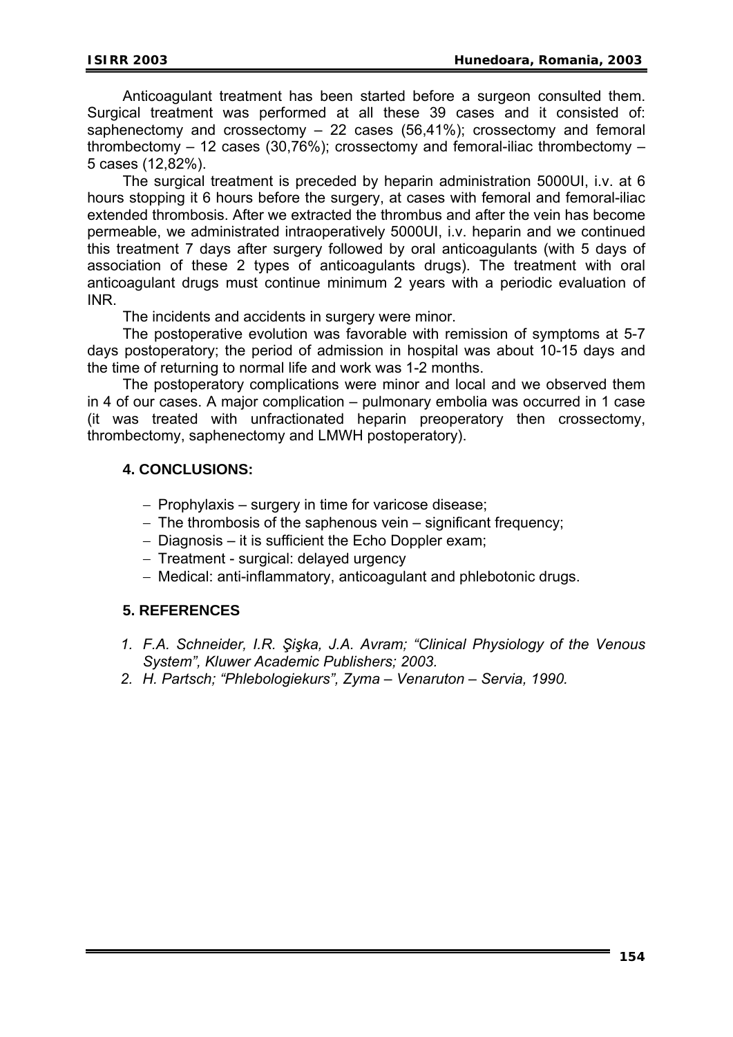Anticoagulant treatment has been started before a surgeon consulted them. Surgical treatment was performed at all these 39 cases and it consisted of: saphenectomy and crossectomy – 22 cases (56,41%); crossectomy and femoral thrombectomy – 12 cases (30,76%); crossectomy and femoral-iliac thrombectomy – 5 cases (12,82%).

The surgical treatment is preceded by heparin administration 5000UI, i.v. at 6 hours stopping it 6 hours before the surgery, at cases with femoral and femoral-iliac extended thrombosis. After we extracted the thrombus and after the vein has become permeable, we administrated intraoperatively 5000UI, i.v. heparin and we continued this treatment 7 days after surgery followed by oral anticoagulants (with 5 days of association of these 2 types of anticoagulants drugs). The treatment with oral anticoagulant drugs must continue minimum 2 years with a periodic evaluation of INR.

The incidents and accidents in surgery were minor.

The postoperative evolution was favorable with remission of symptoms at 5-7 days postoperatory; the period of admission in hospital was about 10-15 days and the time of returning to normal life and work was 1-2 months.

The postoperative complications were minor and local and we observed them in 4 of our cases. A major complication – pulmonary embolia was occurred in 1 case (it was treated with unfractionated heparin preoperatory then crossectomy, thrombectomy, saphenectomy and LMWH postoperatory).

## 4. CONCLUSIONS:

- Prophylaxis – surgery in time for varicose disease;
- The thrombosis of the saphenous vein – significant frequency;
- Diagnosis – it is sufficient the Echo Doppler exam;
- Treatment - surgical: delayed urgency
- Medical: anti-inflammatory, anticoagulant and phlebotonic drugs.

## 5. REFERENCES

1. *F.A. Schneider, I.R. Şişka, J.A. Avram; "Clinical Physiology of the Venous System", Kluwer Academic Publishers; 2003.*
2. *H. Partsch; "Phlebologiekurs", Zyma – Venaruton – Servia, 1990.*